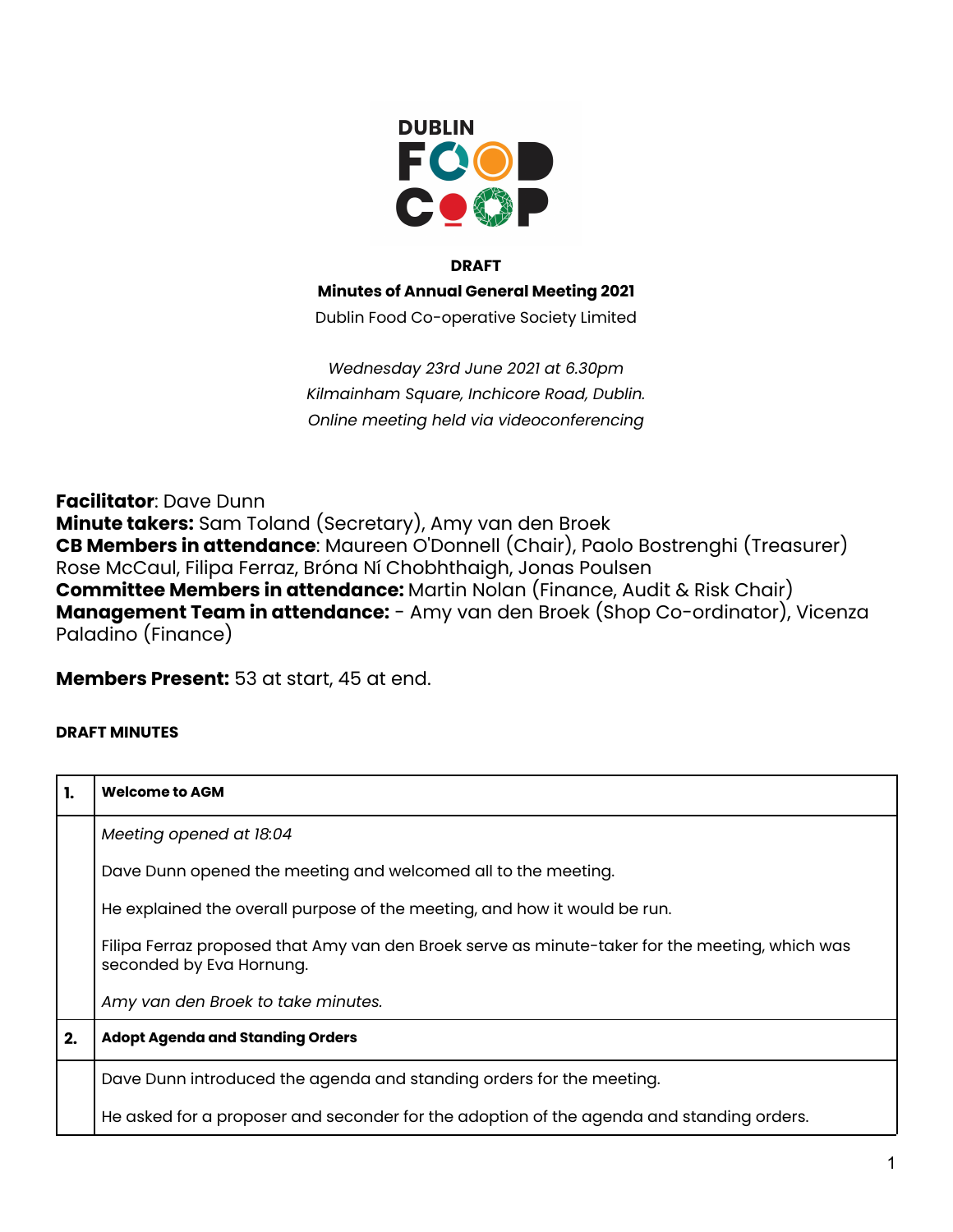**DRAFT**

**Minutes of Annual General Meeting 2021**

Dublin Food Co-operative Society Limited

*Wednesday 23rd June 2021 at 6.30pm*
*Kilmainham Square, Inchicore Road, Dublin.*
*Online meeting held via videoconferencing*

**Facilitator**: Dave Dunn
**Minute takers:** Sam Toland (Secretary), Amy van den Broek
**CB Members in attendance**: Maureen O'Donnell (Chair), Paolo Bostrenghi (Treasurer) Rose McCaul, Filipa Ferraz, Bróna Ní Chobhthaigh, Jonas Poulsen
**Committee Members in attendance:** Martin Nolan (Finance, Audit & Risk Chair)
**Management Team in attendance:** - Amy van den Broek (Shop Co-ordinator), Vicenza Paladino (Finance)

**Members Present:** 53 at start, 45 at end.

**DRAFT MINUTES**

| 1. | **Welcome to AGM** |
|---|---|
| | *Meeting opened at 18:04*<br><br>Dave Dunn opened the meeting and welcomed all to the meeting.<br><br>He explained the overall purpose of the meeting, and how it would be run.<br><br>Filipa Ferraz proposed that Amy van den Broek serve as minute-taker for the meeting, which was seconded by Eva Hornung.<br><br>*Amy van den Broek to take minutes.* |
| **2.** | **Adopt Agenda and Standing Orders** |
| | Dave Dunn introduced the agenda and standing orders for the meeting.<br><br>He asked for a proposer and seconder for the adoption of the agenda and standing orders. |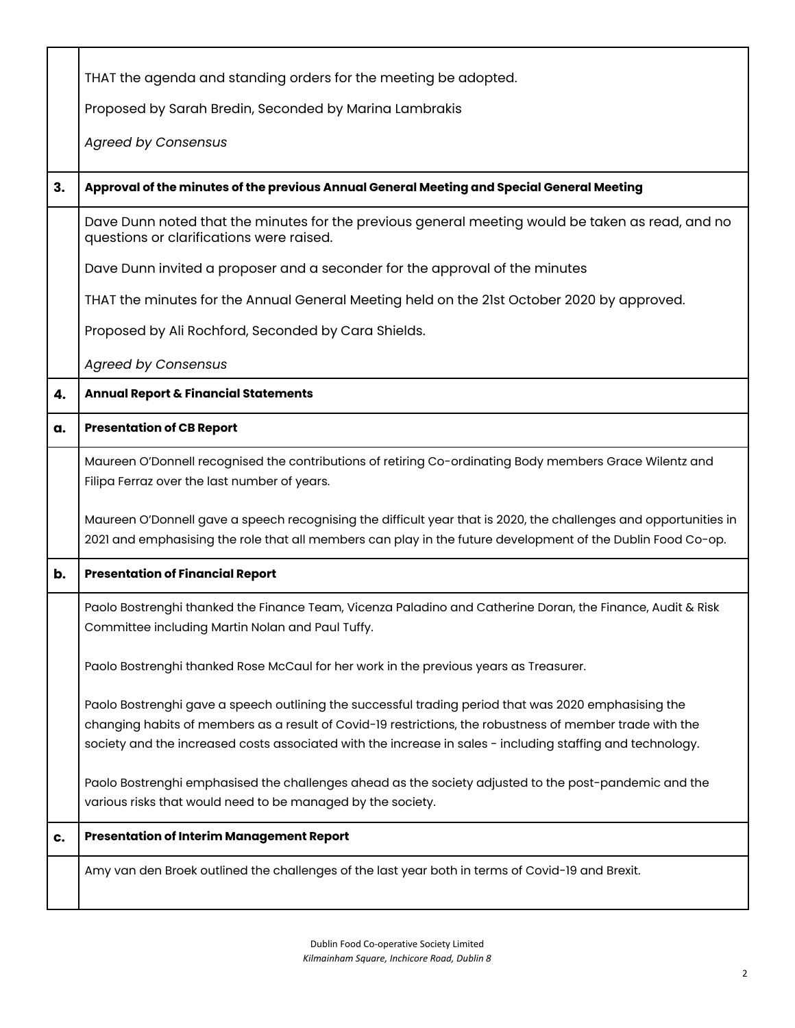| | |
|---|---|
| | THAT the agenda and standing orders for the meeting be adopted.<br><br>Proposed by Sarah Bredin, Seconded by Marina Lambrakis<br><br>*Agreed by Consensus* |
| **3.** | **Approval of the minutes of the previous Annual General Meeting and Special General Meeting** |
| | Dave Dunn noted that the minutes for the previous general meeting would be taken as read, and no questions or clarifications were raised.<br><br>Dave Dunn invited a proposer and a seconder for the approval of the minutes<br><br>THAT the minutes for the Annual General Meeting held on the 21st October 2020 by approved.<br><br>Proposed by Ali Rochford, Seconded by Cara Shields.<br><br>*Agreed by Consensus* |
| **4.** | **Annual Report & Financial Statements** |
| **a.** | **Presentation of CB Report** |
| | Maureen O'Donnell recognised the contributions of retiring Co-ordinating Body members Grace Wilentz and Filipa Ferraz over the last number of years.<br><br>Maureen O'Donnell gave a speech recognising the difficult year that is 2020, the challenges and opportunities in 2021 and emphasising the role that all members can play in the future development of the Dublin Food Co-op. |
| **b.** | **Presentation of Financial Report** |
| | Paolo Bostrenghi thanked the Finance Team, Vicenza Paladino and Catherine Doran, the Finance, Audit & Risk Committee including Martin Nolan and Paul Tuffy.<br><br>Paolo Bostrenghi thanked Rose McCaul for her work in the previous years as Treasurer.<br><br>Paolo Bostrenghi gave a speech outlining the successful trading period that was 2020 emphasising the changing habits of members as a result of Covid-19 restrictions, the robustness of member trade with the society and the increased costs associated with the increase in sales - including staffing and technology.<br><br>Paolo Bostrenghi emphasised the challenges ahead as the society adjusted to the post-pandemic and the various risks that would need to be managed by the society. |
| **c.** | **Presentation of Interim Management Report** |
| | Amy van den Broek outlined the challenges of the last year both in terms of Covid-19 and Brexit. |

Dublin Food Co-operative Society Limited
*Kilmainham Square, Inchicore Road, Dublin 8*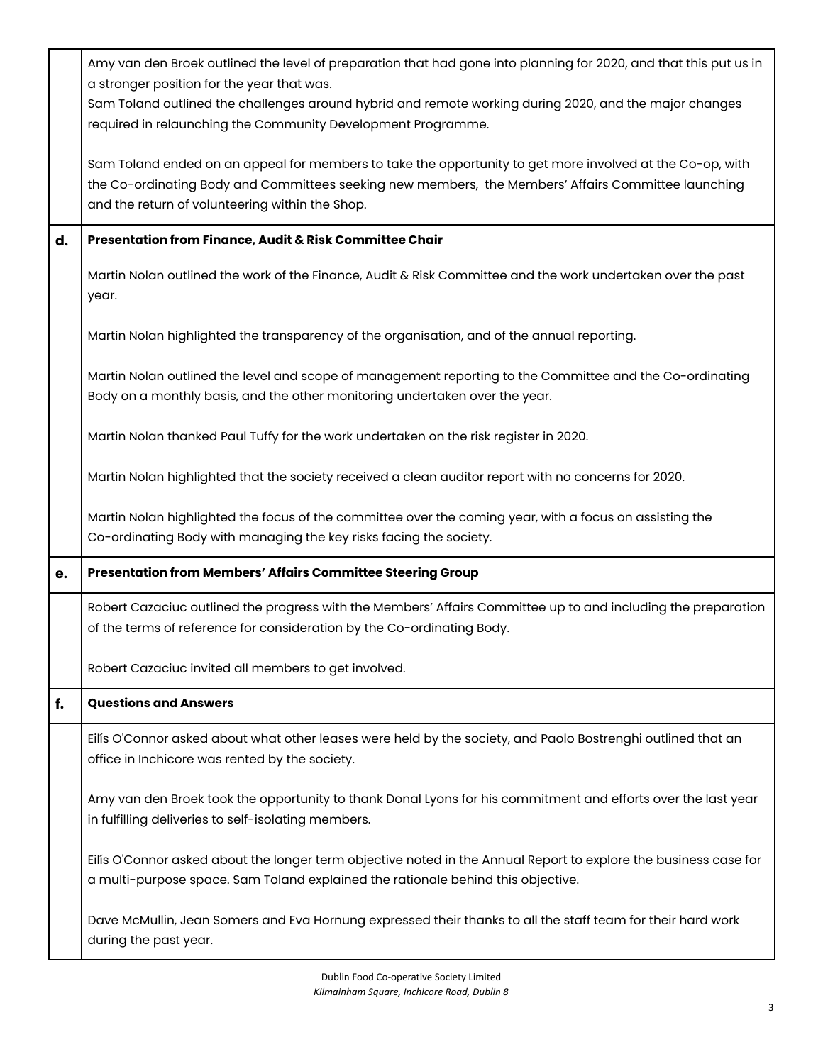| | |
|---|---|
| | Amy van den Broek outlined the level of preparation that had gone into planning for 2020, and that this put us in a stronger position for the year that was.<br>Sam Toland outlined the challenges around hybrid and remote working during 2020, and the major changes required in relaunching the Community Development Programme.<br><br>Sam Toland ended on an appeal for members to take the opportunity to get more involved at the Co-op, with the Co-ordinating Body and Committees seeking new members, the Members' Affairs Committee launching and the return of volunteering within the Shop. |
| **d.** | **Presentation from Finance, Audit & Risk Committee Chair** |
| | Martin Nolan outlined the work of the Finance, Audit & Risk Committee and the work undertaken over the past year.<br><br>Martin Nolan highlighted the transparency of the organisation, and of the annual reporting.<br><br>Martin Nolan outlined the level and scope of management reporting to the Committee and the Co-ordinating Body on a monthly basis, and the other monitoring undertaken over the year.<br><br>Martin Nolan thanked Paul Tuffy for the work undertaken on the risk register in 2020.<br><br>Martin Nolan highlighted that the society received a clean auditor report with no concerns for 2020.<br><br>Martin Nolan highlighted the focus of the committee over the coming year, with a focus on assisting the Co-ordinating Body with managing the key risks facing the society. |
| **e.** | **Presentation from Members' Affairs Committee Steering Group** |
| | Robert Cazaciuc outlined the progress with the Members' Affairs Committee up to and including the preparation of the terms of reference for consideration by the Co-ordinating Body.<br><br>Robert Cazaciuc invited all members to get involved. |
| **f.** | **Questions and Answers** |
| | Eilís O'Connor asked about what other leases were held by the society, and Paolo Bostrenghi outlined that an office in Inchicore was rented by the society.<br><br>Amy van den Broek took the opportunity to thank Donal Lyons for his commitment and efforts over the last year in fulfilling deliveries to self-isolating members.<br><br>Eilís O'Connor asked about the longer term objective noted in the Annual Report to explore the business case for a multi-purpose space. Sam Toland explained the rationale behind this objective.<br><br>Dave McMullin, Jean Somers and Eva Hornung expressed their thanks to all the staff team for their hard work during the past year. |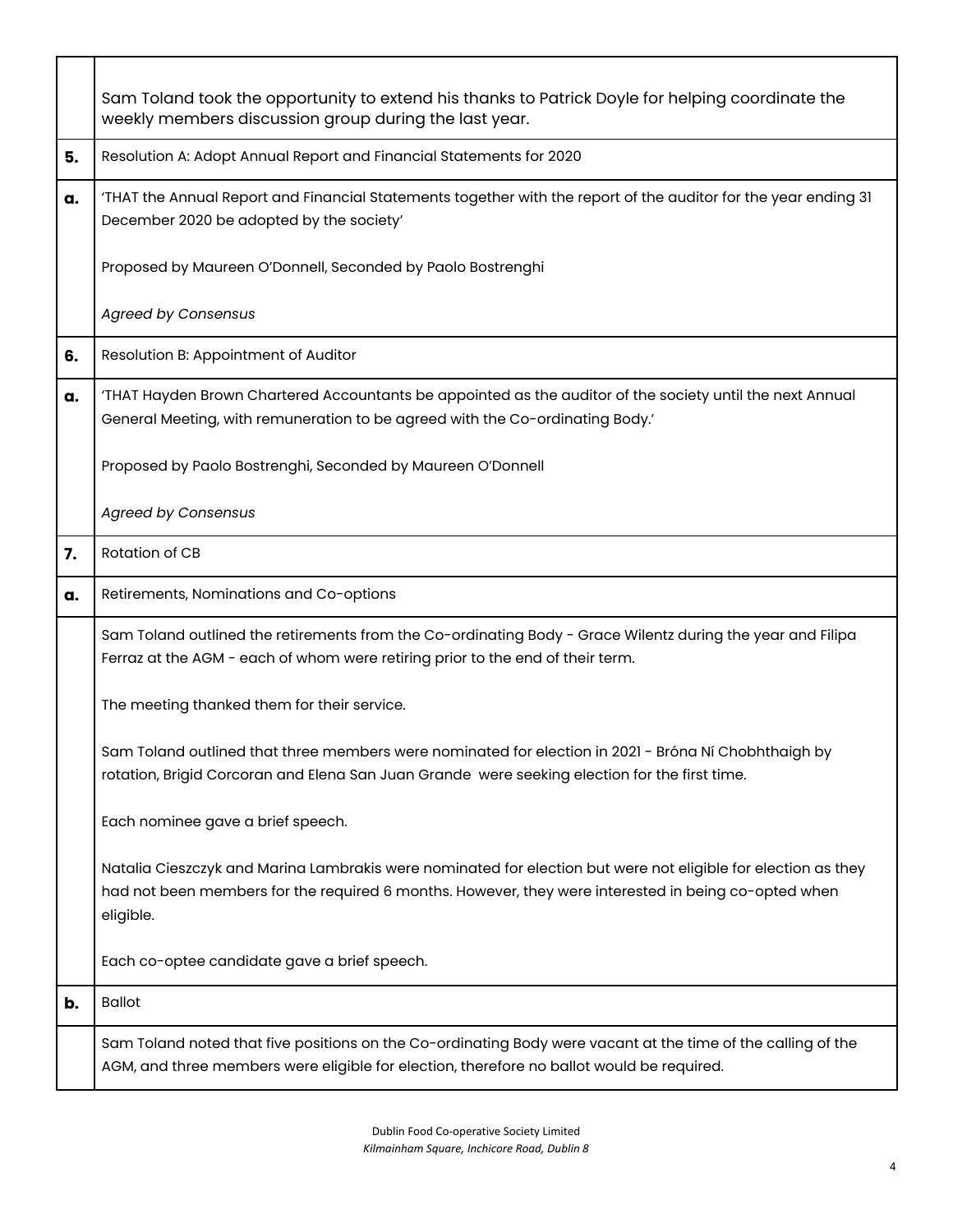| | |
|---|---|
| | Sam Toland took the opportunity to extend his thanks to Patrick Doyle for helping coordinate the weekly members discussion group during the last year. |
| **5.** | Resolution A: Adopt Annual Report and Financial Statements for 2020 |
| **a.** | 'THAT the Annual Report and Financial Statements together with the report of the auditor for the year ending 31 December 2020 be adopted by the society'<br><br>Proposed by Maureen O'Donnell, Seconded by Paolo Bostrenghi<br><br>*Agreed by Consensus* |
| **6.** | Resolution B: Appointment of Auditor |
| **a.** | 'THAT Hayden Brown Chartered Accountants be appointed as the auditor of the society until the next Annual General Meeting, with remuneration to be agreed with the Co-ordinating Body.'<br><br>Proposed by Paolo Bostrenghi, Seconded by Maureen O'Donnell<br><br>*Agreed by Consensus* |
| **7.** | Rotation of CB |
| **a.** | Retirements, Nominations and Co-options |
| | Sam Toland outlined the retirements from the Co-ordinating Body - Grace Wilentz during the year and Filipa Ferraz at the AGM - each of whom were retiring prior to the end of their term.<br><br>The meeting thanked them for their service.<br><br>Sam Toland outlined that three members were nominated for election in 2021 - Bróna Ní Chobhthaigh by rotation, Brigid Corcoran and Elena San Juan Grande were seeking election for the first time.<br><br>Each nominee gave a brief speech.<br><br>Natalia Cieszczyk and Marina Lambrakis were nominated for election but were not eligible for election as they had not been members for the required 6 months. However, they were interested in being co-opted when eligible.<br><br>Each co-optee candidate gave a brief speech. |
| **b.** | Ballot |
| | Sam Toland noted that five positions on the Co-ordinating Body were vacant at the time of the calling of the AGM, and three members were eligible for election, therefore no ballot would be required. |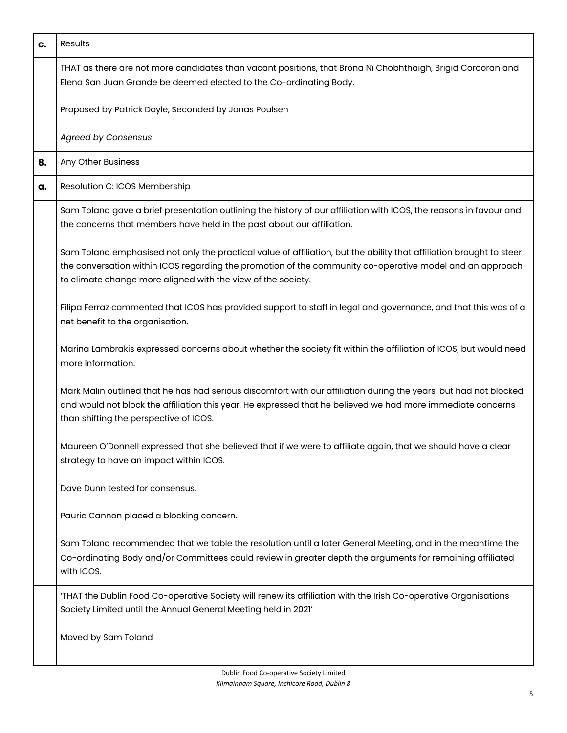| | |
|---|---|
| **c.** | Results |
| | THAT as there are not more candidates than vacant positions, that Bróna Ní Chobhthaigh, Brigid Corcoran and Elena San Juan Grande be deemed elected to the Co-ordinating Body.<br><br>Proposed by Patrick Doyle, Seconded by Jonas Poulsen<br><br>*Agreed by Consensus* |
| **8.** | Any Other Business |
| **a.** | Resolution C: ICOS Membership |
| | Sam Toland gave a brief presentation outlining the history of our affiliation with ICOS, the reasons in favour and the concerns that members have held in the past about our affiliation.<br><br>Sam Toland emphasised not only the practical value of affiliation, but the ability that affiliation brought to steer the conversation within ICOS regarding the promotion of the community co-operative model and an approach to climate change more aligned with the view of the society.<br><br>Filipa Ferraz commented that ICOS has provided support to staff in legal and governance, and that this was of a net benefit to the organisation.<br><br>Marina Lambrakis expressed concerns about whether the society fit within the affiliation of ICOS, but would need more information.<br><br>Mark Malin outlined that he has had serious discomfort with our affiliation during the years, but had not blocked and would not block the affiliation this year. He expressed that he believed we had more immediate concerns than shifting the perspective of ICOS.<br><br>Maureen O'Donnell expressed that she believed that if we were to affiliate again, that we should have a clear strategy to have an impact within ICOS.<br><br>Dave Dunn tested for consensus.<br><br>Pauric Cannon placed a blocking concern.<br><br>Sam Toland recommended that we table the resolution until a later General Meeting, and in the meantime the Co-ordinating Body and/or Committees could review in greater depth the arguments for remaining affiliated with ICOS. |
| | 'THAT the Dublin Food Co-operative Society will renew its affiliation with the Irish Co-operative Organisations Society Limited until the Annual General Meeting held in 2021'<br><br>Moved by Sam Toland |

Dublin Food Co-operative Society Limited
*Kilmainham Square, Inchicore Road, Dublin 8*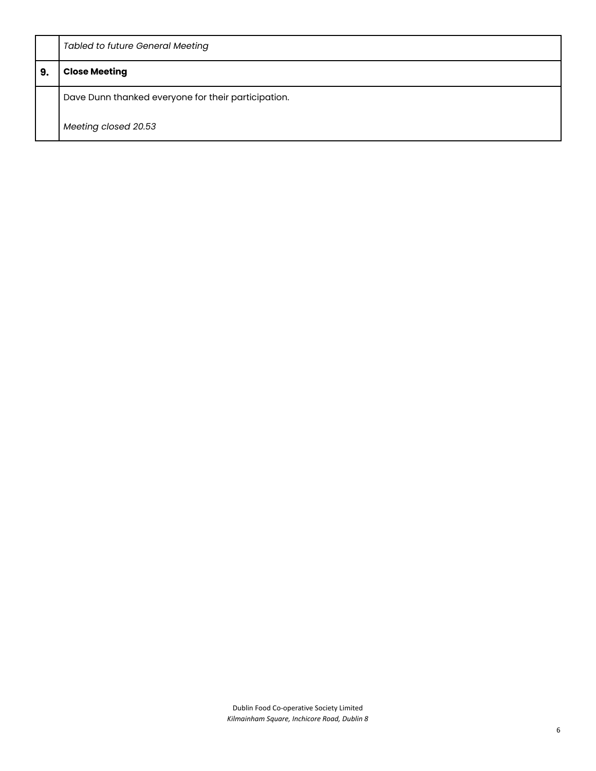| | |
|---|---|
| | *Tabled to future General Meeting* |
| **9.** | **Close Meeting** |
| | Dave Dunn thanked everyone for their participation.<br><br>*Meeting closed 20.53* |

Dublin Food Co-operative Society Limited
*Kilmainham Square, Inchicore Road, Dublin 8*